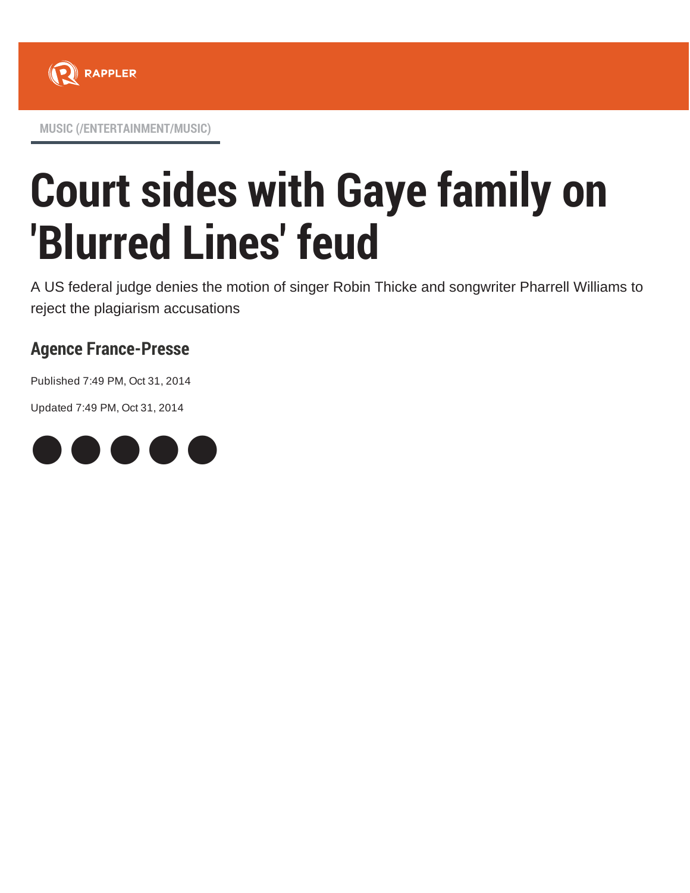MUSIC (/ENTERTAINMENT/MUSIC)

# Court sides with Gaye family on 'Blurred Lines' feud

A US federal judge denies the motion of singer Robin Thicke and songwriter Pharrell Williams to reject the plagiarism accusations

**Agence France-Presse**

Published 7:49 PM, Oct 31, 2014

Updated 7:49 PM, Oct 31, 2014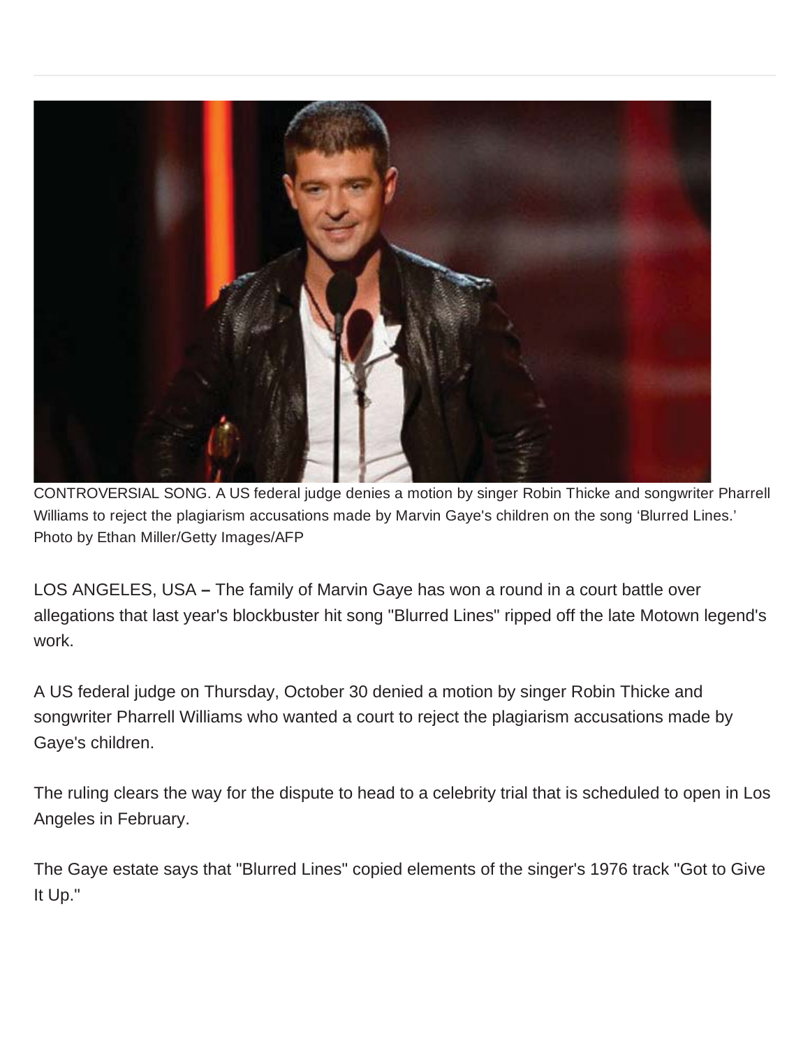CONTROVERSIAL SONG. A US federal judge denies a motion by singer Robin Thicke and songwriter Pharrell Williams to reject the plagiarism accusations made by Marvin Gaye's children on the song 'Blurred Lines.' Photo by Ethan Miller/Getty Images/AFP

LOS ANGELES, USA – The family of Marvin Gaye has won a round in a court battle over allegations that last year's blockbuster hit song "Blurred Lines" ripped off the late Motown legend's work.

A US federal judge on Thursday, October 30 denied a motion by singer Robin Thicke and songwriter Pharrell Williams who wanted a court to reject the plagiarism accusations made by Gaye's children.

The ruling clears the way for the dispute to head to a celebrity trial that is scheduled to open in Los Angeles in February.

The Gaye estate says that "Blurred Lines" copied elements of the singer's 1976 track "Got to Give It Up."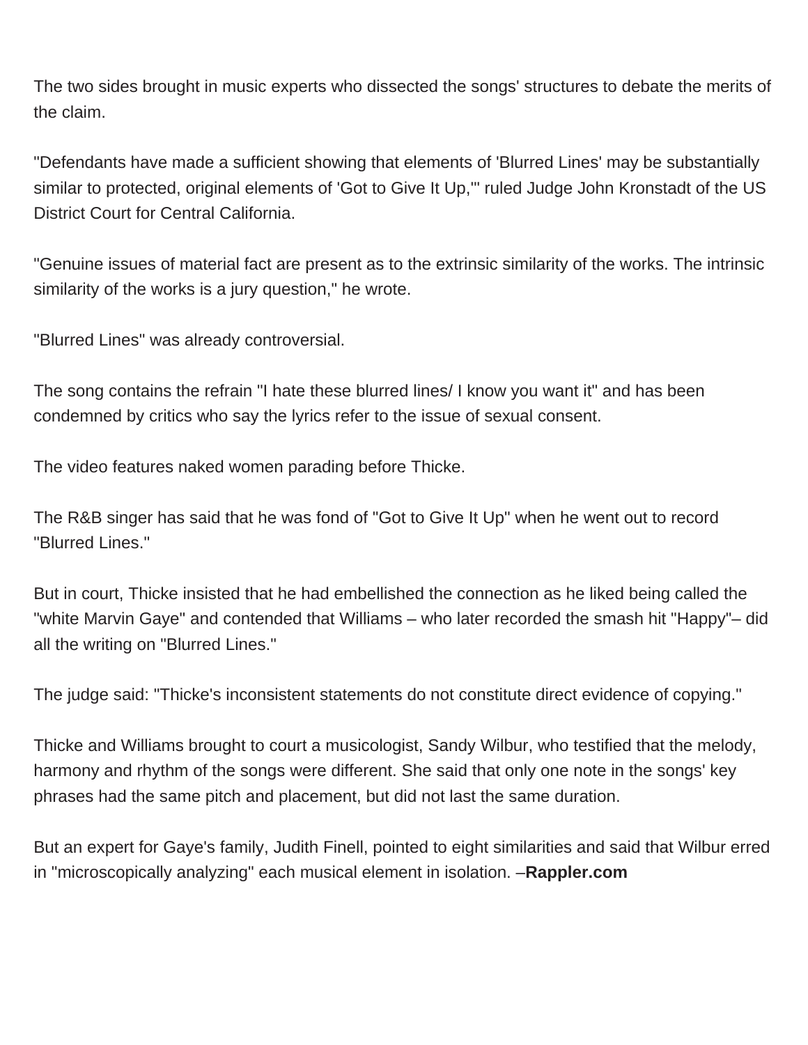The two sides brought in music experts who dissected the songs' structures to debate the merits of the claim.

"Defendants have made a sufficient showing that elements of 'Blurred Lines' may be substantially similar to protected, original elements of 'Got to Give It Up,'" ruled Judge John Kronstadt of the US District Court for Central California.

"Genuine issues of material fact are present as to the extrinsic similarity of the works. The intrinsic similarity of the works is a jury question," he wrote.

"Blurred Lines" was already controversial.

The song contains the refrain "I hate these blurred lines/ I know you want it" and has been condemned by critics who say the lyrics refer to the issue of sexual consent.

The video features naked women parading before Thicke.

The R&B singer has said that he was fond of "Got to Give It Up" when he went out to record "Blurred Lines."

But in court, Thicke insisted that he had embellished the connection as he liked being called the "white Marvin Gaye" and contended that Williams – who later recorded the smash hit "Happy"– did all the writing on "Blurred Lines."

The judge said: "Thicke's inconsistent statements do not constitute direct evidence of copying."

Thicke and Williams brought to court a musicologist, Sandy Wilbur, who testified that the melody, harmony and rhythm of the songs were different. She said that only one note in the songs' key phrases had the same pitch and placement, but did not last the same duration.

But an expert for Gaye's family, Judith Finell, pointed to eight similarities and said that Wilbur erred in "microscopically analyzing" each musical element in isolation. –**Rappler.com**